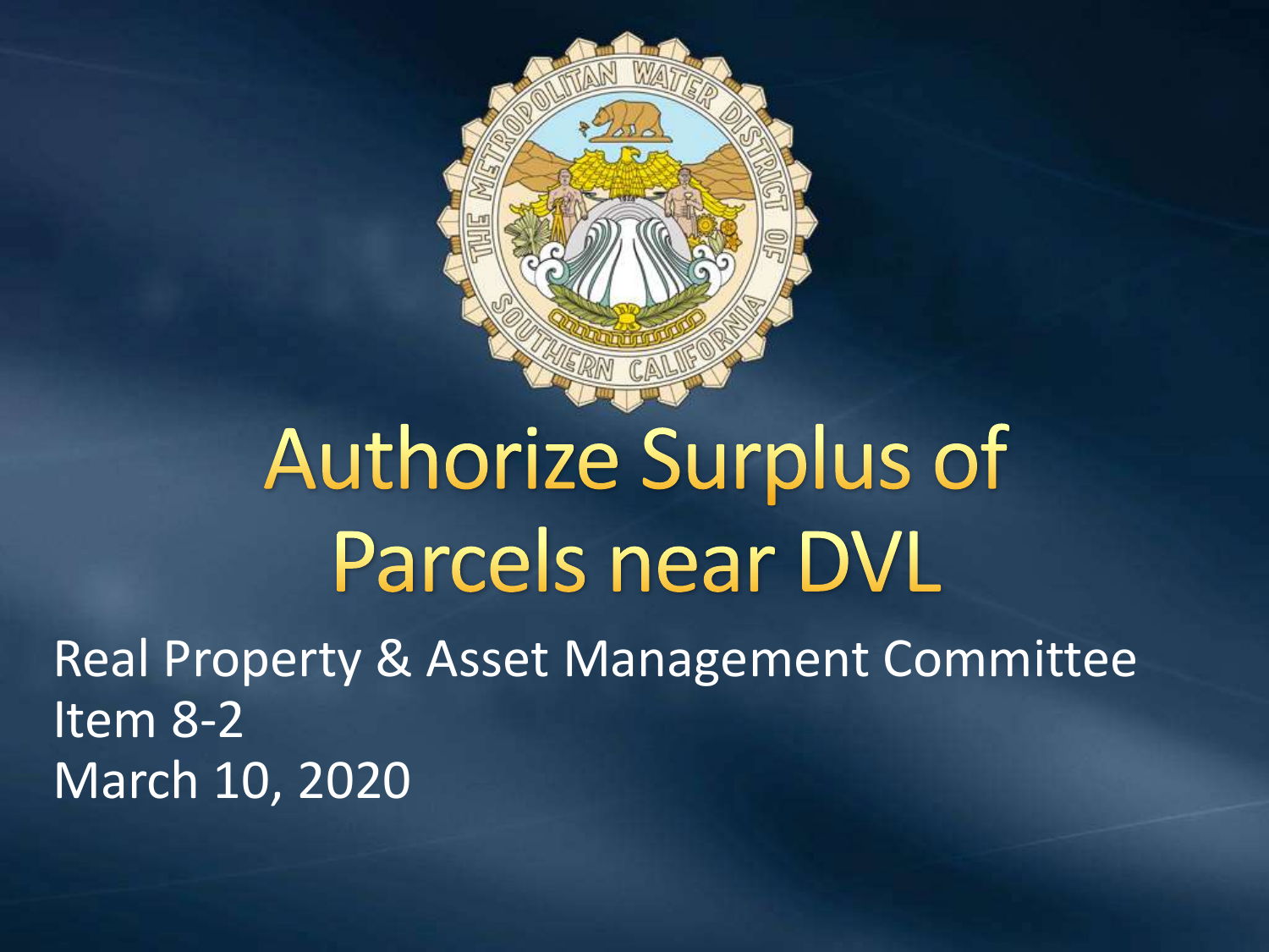# Authorize Surplus of Parcels near DVL

Real Property & Asset Management Committee
Item 8-2
March 10, 2020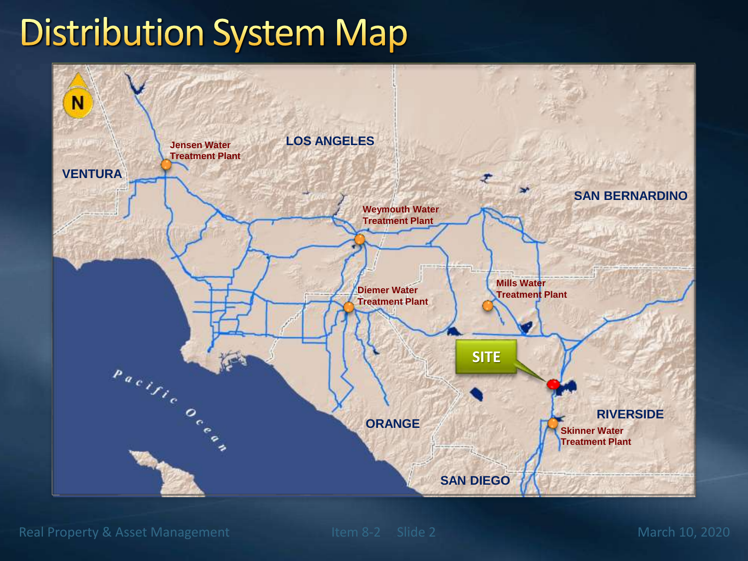# Distribution System Map

LOS ANGELES

VENTURA

SAN BERNARDINO

RIVERSIDE

ORANGE

SAN DIEGO

Jensen Water Treatment Plant

Weymouth Water Treatment Plant

Diemer Water Treatment Plant

Mills Water Treatment Plant

Skinner Water Treatment Plant

SITE

Pacific Ocean

N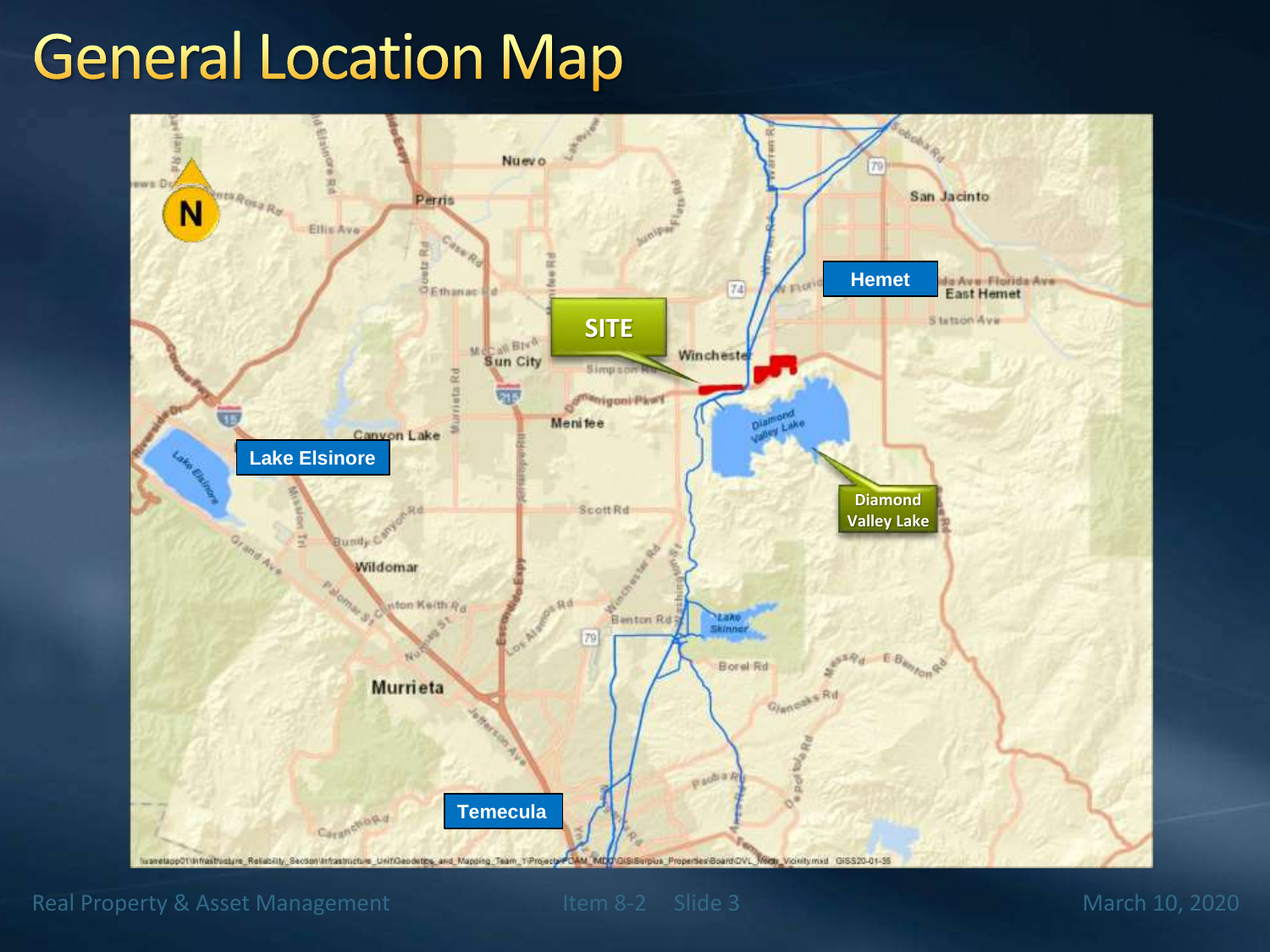# General Location Map

SITE

Diamond Valley Lake

Hemet

Lake Elsinore

Temecula

Nuevo

Perris

San Jacinto

East Hemet

Winchester

Sun City

Menifee

Canyon Lake

Wildomar

Murrieta

N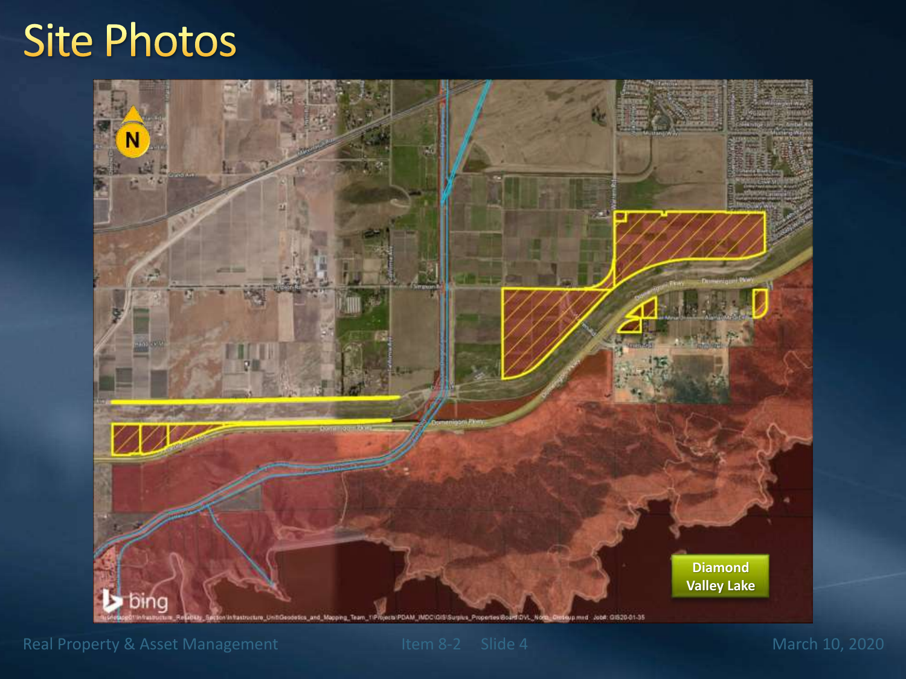# Site Photos

N

Diamond Valley Lake

bing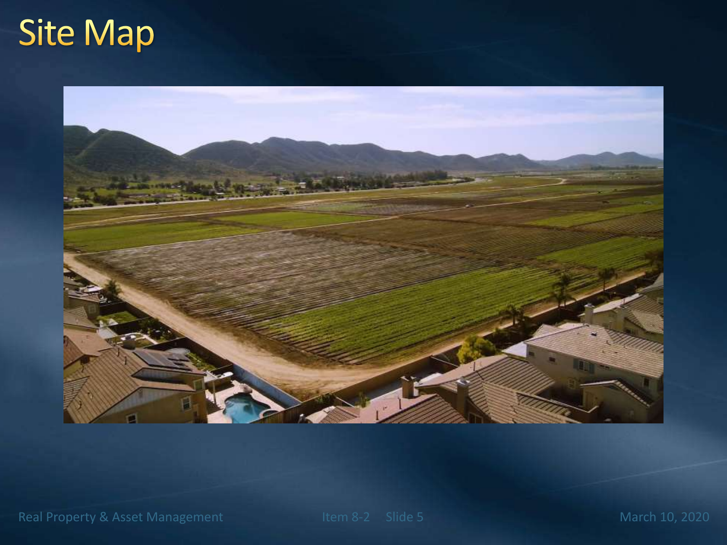# Site Map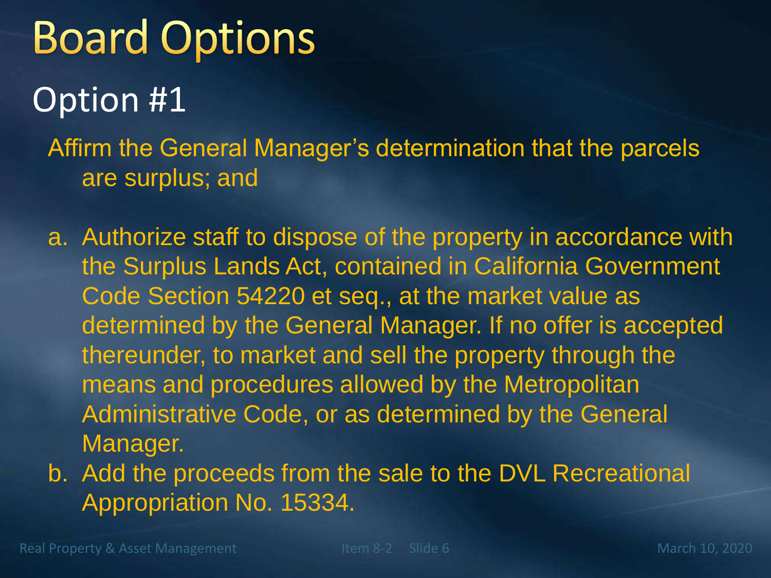# Board Options

## Option #1

Affirm the General Manager's determination that the parcels are surplus; and

a. Authorize staff to dispose of the property in accordance with the Surplus Lands Act, contained in California Government Code Section 54220 et seq., at the market value as determined by the General Manager. If no offer is accepted thereunder, to market and sell the property through the means and procedures allowed by the Metropolitan Administrative Code, or as determined by the General Manager.
b. Add the proceeds from the sale to the DVL Recreational Appropriation No. 15334.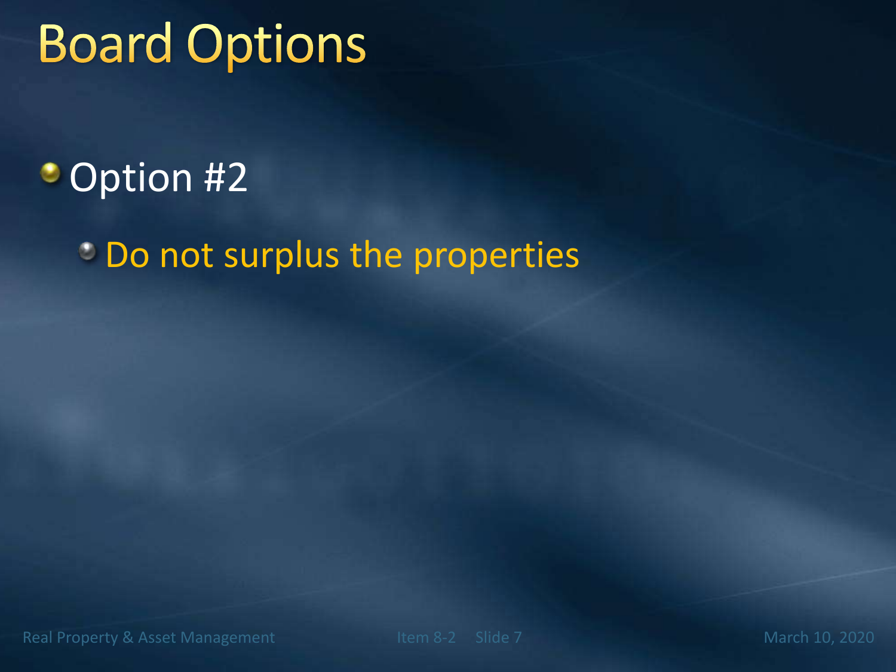# Board Options

- Option #2
  - Do not surplus the properties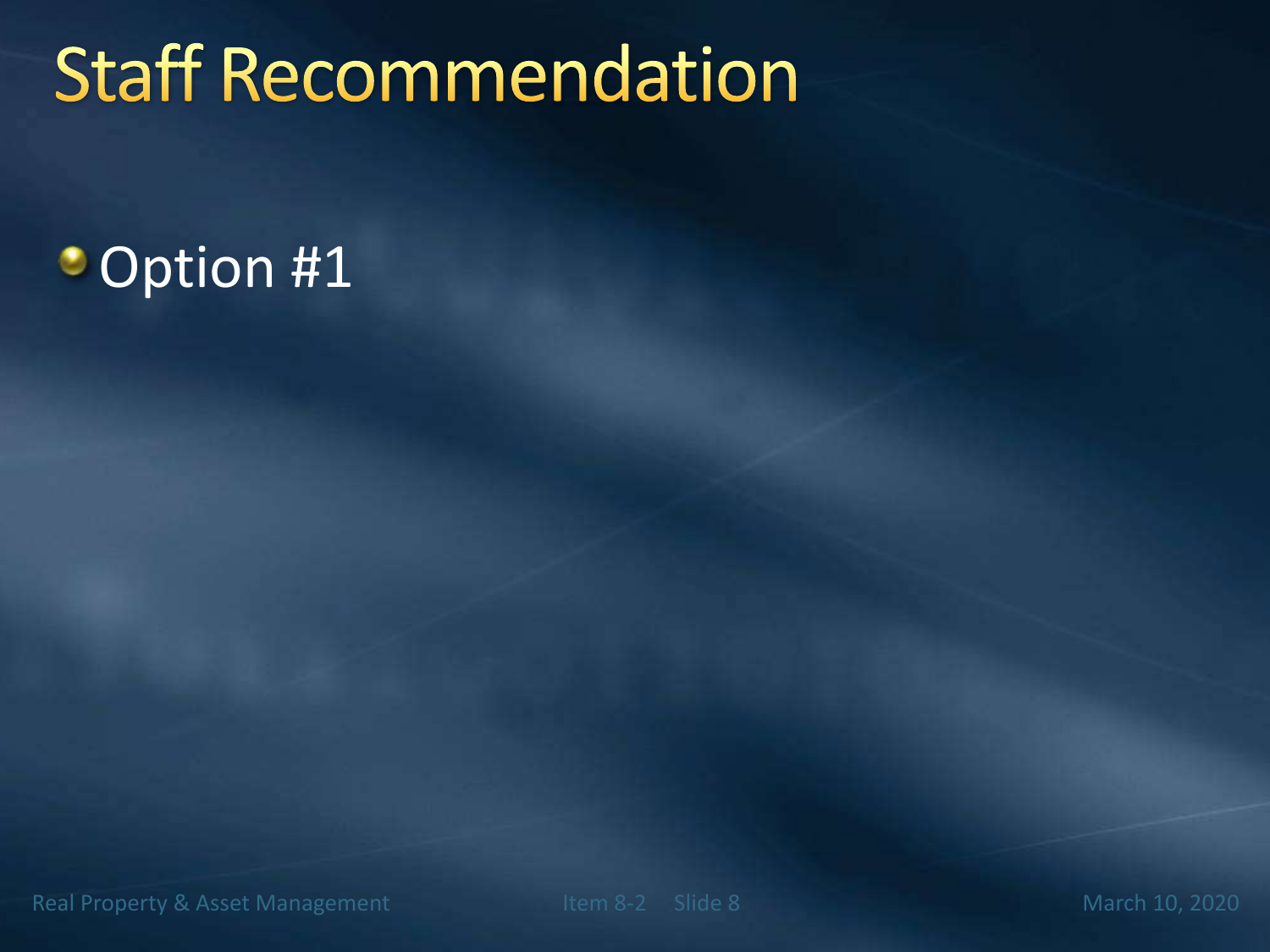# Staff Recommendation

- Option #1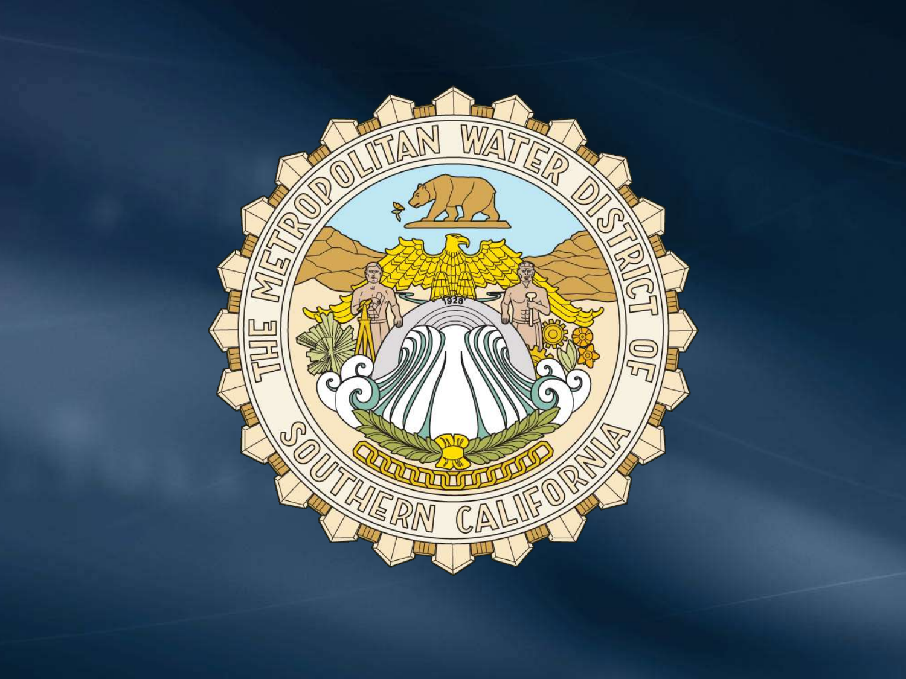THE METROPOLITAN WATER DISTRICT OF SOUTHERN CALIFORNIA

1928